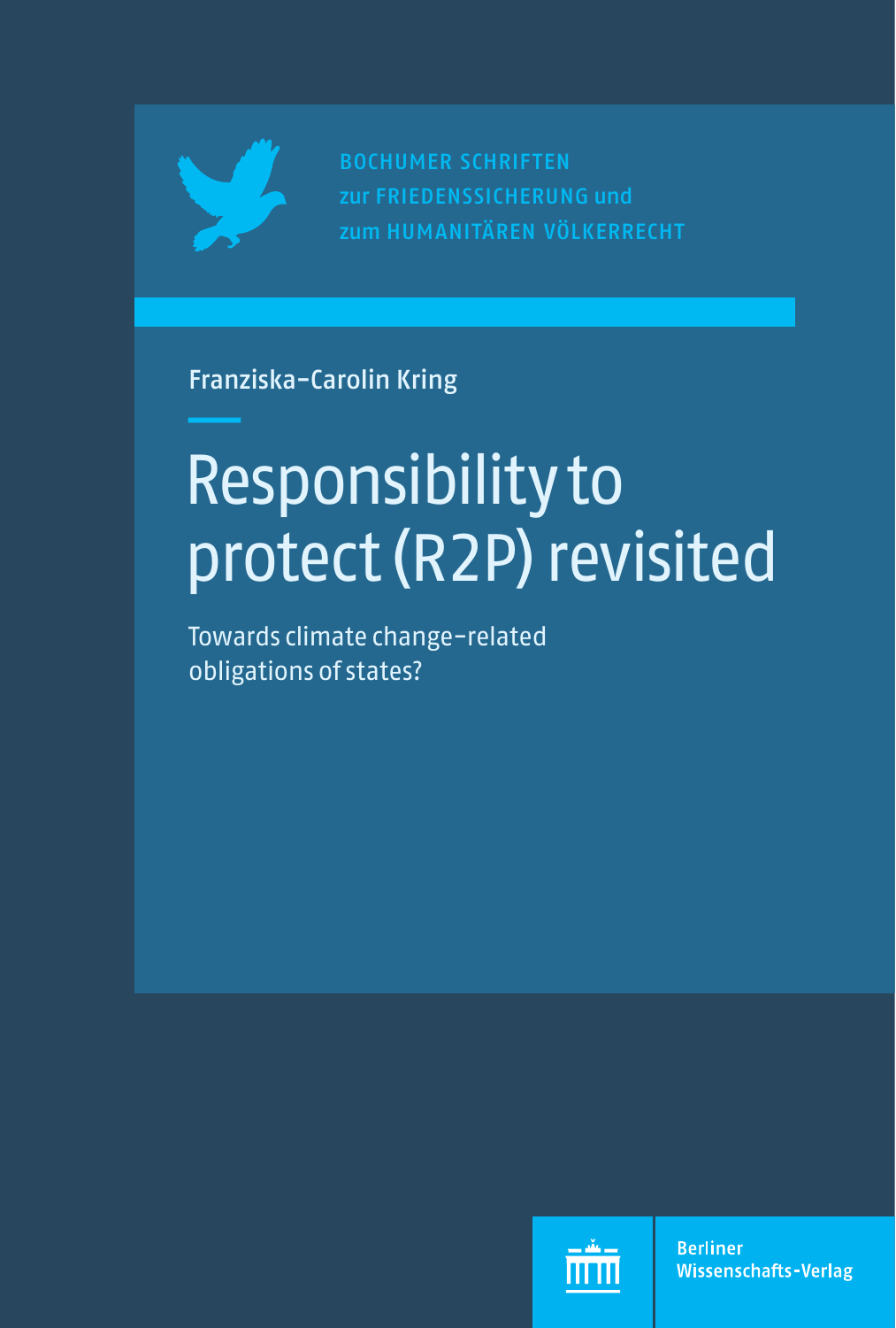BOCHUMER SCHRIFTEN
zur FRIEDENSSICHERUNG und
zum HUMANITÄREN VÖLKERRECHT

Franziska-Carolin Kring

# Responsibility to protect (R2P) revisited

Towards climate change-related obligations of states?

Berliner Wissenschafts-Verlag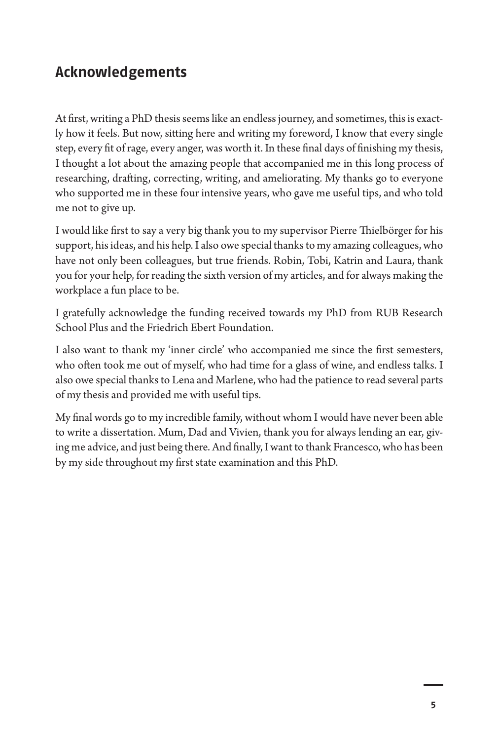## Acknowledgements

At first, writing a PhD thesis seems like an endless journey, and sometimes, this is exactly how it feels. But now, sitting here and writing my foreword, I know that every single step, every fit of rage, every anger, was worth it. In these final days of finishing my thesis, I thought a lot about the amazing people that accompanied me in this long process of researching, drafting, correcting, writing, and ameliorating. My thanks go to everyone who supported me in these four intensive years, who gave me useful tips, and who told me not to give up.

I would like first to say a very big thank you to my supervisor Pierre Thielbörger for his support, his ideas, and his help. I also owe special thanks to my amazing colleagues, who have not only been colleagues, but true friends. Robin, Tobi, Katrin and Laura, thank you for your help, for reading the sixth version of my articles, and for always making the workplace a fun place to be.

I gratefully acknowledge the funding received towards my PhD from RUB Research School Plus and the Friedrich Ebert Foundation.

I also want to thank my 'inner circle' who accompanied me since the first semesters, who often took me out of myself, who had time for a glass of wine, and endless talks. I also owe special thanks to Lena and Marlene, who had the patience to read several parts of my thesis and provided me with useful tips.

My final words go to my incredible family, without whom I would have never been able to write a dissertation. Mum, Dad and Vivien, thank you for always lending an ear, giving me advice, and just being there. And finally, I want to thank Francesco, who has been by my side throughout my first state examination and this PhD.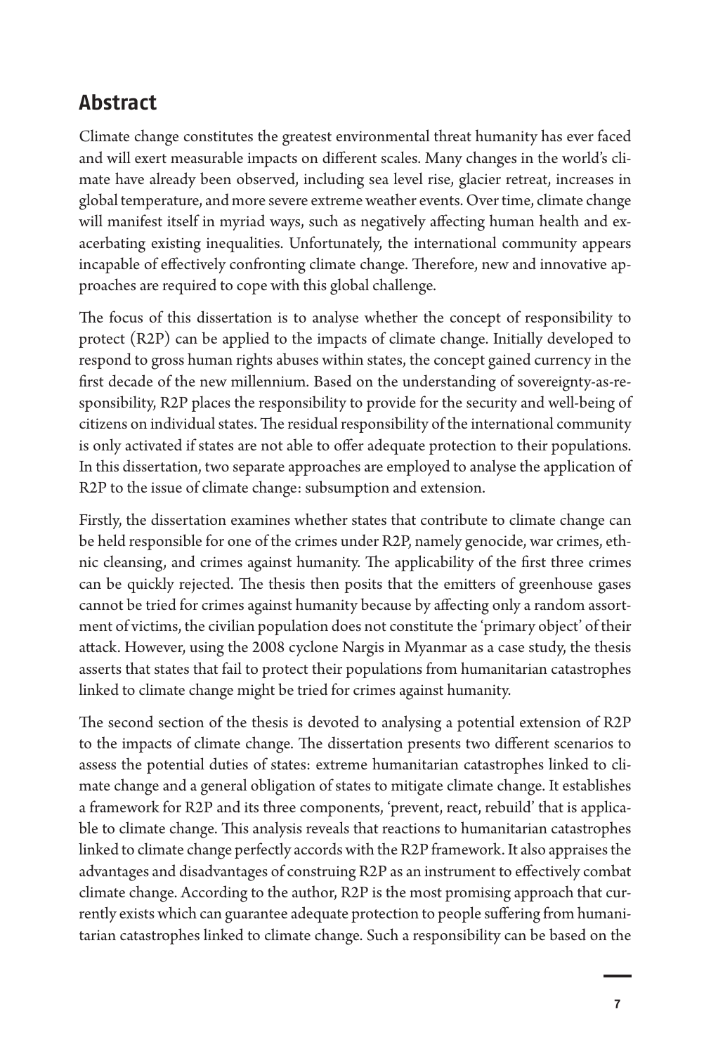## Abstract

Climate change constitutes the greatest environmental threat humanity has ever faced and will exert measurable impacts on different scales. Many changes in the world's climate have already been observed, including sea level rise, glacier retreat, increases in global temperature, and more severe extreme weather events. Over time, climate change will manifest itself in myriad ways, such as negatively affecting human health and exacerbating existing inequalities. Unfortunately, the international community appears incapable of effectively confronting climate change. Therefore, new and innovative approaches are required to cope with this global challenge.

The focus of this dissertation is to analyse whether the concept of responsibility to protect (R2P) can be applied to the impacts of climate change. Initially developed to respond to gross human rights abuses within states, the concept gained currency in the first decade of the new millennium. Based on the understanding of sovereignty-as-responsibility, R2P places the responsibility to provide for the security and well-being of citizens on individual states. The residual responsibility of the international community is only activated if states are not able to offer adequate protection to their populations. In this dissertation, two separate approaches are employed to analyse the application of R2P to the issue of climate change: subsumption and extension.

Firstly, the dissertation examines whether states that contribute to climate change can be held responsible for one of the crimes under R2P, namely genocide, war crimes, ethnic cleansing, and crimes against humanity. The applicability of the first three crimes can be quickly rejected. The thesis then posits that the emitters of greenhouse gases cannot be tried for crimes against humanity because by affecting only a random assortment of victims, the civilian population does not constitute the 'primary object' of their attack. However, using the 2008 cyclone Nargis in Myanmar as a case study, the thesis asserts that states that fail to protect their populations from humanitarian catastrophes linked to climate change might be tried for crimes against humanity.

The second section of the thesis is devoted to analysing a potential extension of R2P to the impacts of climate change. The dissertation presents two different scenarios to assess the potential duties of states: extreme humanitarian catastrophes linked to climate change and a general obligation of states to mitigate climate change. It establishes a framework for R2P and its three components, 'prevent, react, rebuild' that is applicable to climate change. This analysis reveals that reactions to humanitarian catastrophes linked to climate change perfectly accords with the R2P framework. It also appraises the advantages and disadvantages of construing R2P as an instrument to effectively combat climate change. According to the author, R2P is the most promising approach that currently exists which can guarantee adequate protection to people suffering from humanitarian catastrophes linked to climate change. Such a responsibility can be based on the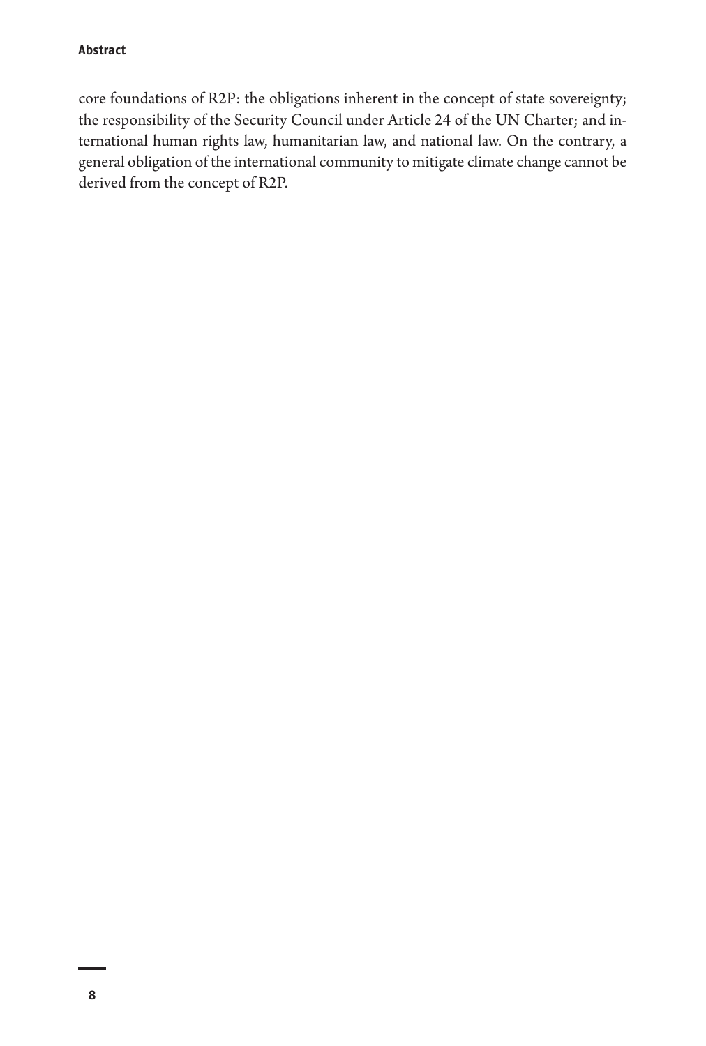core foundations of R2P: the obligations inherent in the concept of state sovereignty; the responsibility of the Security Council under Article 24 of the UN Charter; and international human rights law, humanitarian law, and national law. On the contrary, a general obligation of the international community to mitigate climate change cannot be derived from the concept of R2P.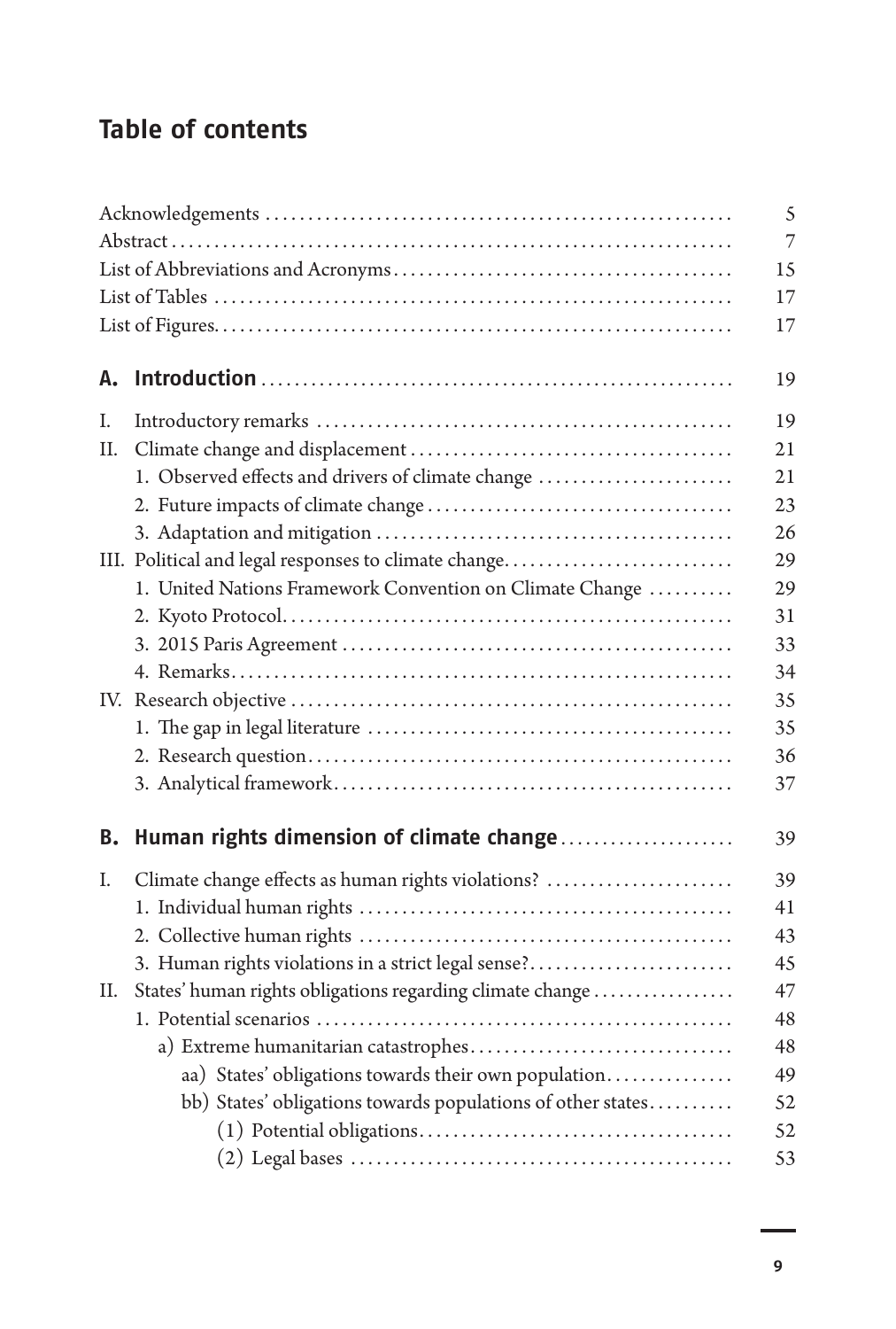# Table of contents

| | |
|---|---|
| Acknowledgements | 5 |
| Abstract | 7 |
| List of Abbreviations and Acronyms | 15 |
| List of Tables | 17 |
| List of Figures | 17 |
| **A. Introduction** | 19 |
| I. Introductory remarks | 19 |
| II. Climate change and displacement | 21 |
| 1. Observed effects and drivers of climate change | 21 |
| 2. Future impacts of climate change | 23 |
| 3. Adaptation and mitigation | 26 |
| III. Political and legal responses to climate change | 29 |
| 1. United Nations Framework Convention on Climate Change | 29 |
| 2. Kyoto Protocol | 31 |
| 3. 2015 Paris Agreement | 33 |
| 4. Remarks | 34 |
| IV. Research objective | 35 |
| 1. The gap in legal literature | 35 |
| 2. Research question | 36 |
| 3. Analytical framework | 37 |
| **B. Human rights dimension of climate change** | 39 |
| I. Climate change effects as human rights violations? | 39 |
| 1. Individual human rights | 41 |
| 2. Collective human rights | 43 |
| 3. Human rights violations in a strict legal sense? | 45 |
| II. States' human rights obligations regarding climate change | 47 |
| 1. Potential scenarios | 48 |
| a) Extreme humanitarian catastrophes | 48 |
| aa) States' obligations towards their own population | 49 |
| bb) States' obligations towards populations of other states | 52 |
| (1) Potential obligations | 52 |
| (2) Legal bases | 53 |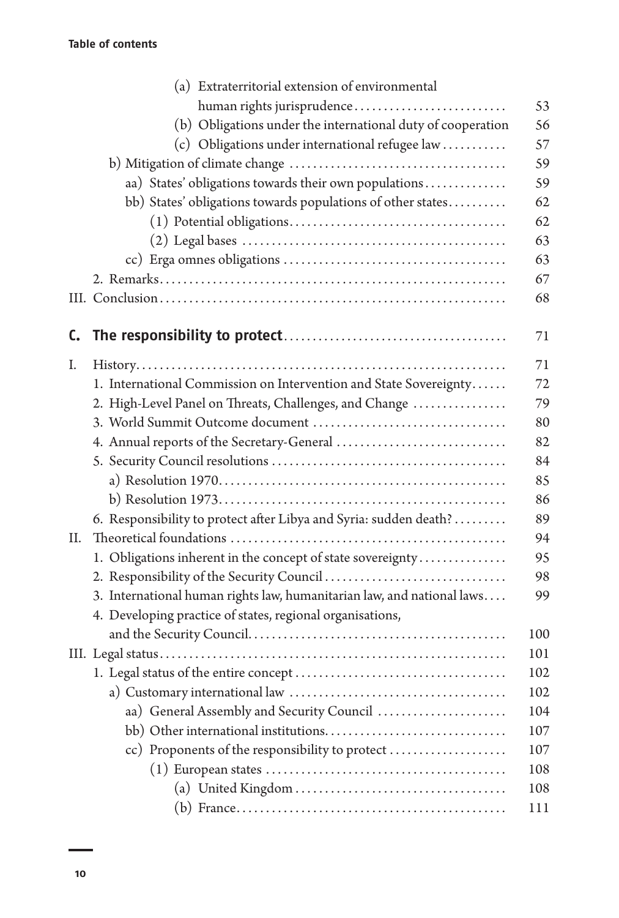(a) Extraterritorial extension of environmental human rights jurisprudence .......... 53
(b) Obligations under the international duty of cooperation .......... 56
(c) Obligations under international refugee law .......... 57

b) Mitigation of climate change .......... 59
aa) States' obligations towards their own populations .......... 59
bb) States' obligations towards populations of other states .......... 62
(1) Potential obligations .......... 62
(2) Legal bases .......... 63
cc) Erga omnes obligations .......... 63

2. Remarks .......... 67

III. Conclusion .......... 68

## C. The responsibility to protect .......... 71

I. History .......... 71
1. International Commission on Intervention and State Sovereignty .......... 72
2. High-Level Panel on Threats, Challenges, and Change .......... 79
3. World Summit Outcome document .......... 80
4. Annual reports of the Secretary-General .......... 82
5. Security Council resolutions .......... 84
a) Resolution 1970 .......... 85
b) Resolution 1973 .......... 86
6. Responsibility to protect after Libya and Syria: sudden death? .......... 89

II. Theoretical foundations .......... 94
1. Obligations inherent in the concept of state sovereignty .......... 95
2. Responsibility of the Security Council .......... 98
3. International human rights law, humanitarian law, and national laws .......... 99
4. Developing practice of states, regional organisations, and the Security Council .......... 100

III. Legal status .......... 101
1. Legal status of the entire concept .......... 102
a) Customary international law .......... 102
aa) General Assembly and Security Council .......... 104
bb) Other international institutions .......... 107
cc) Proponents of the responsibility to protect .......... 107
(1) European states .......... 108
(a) United Kingdom .......... 108
(b) France .......... 111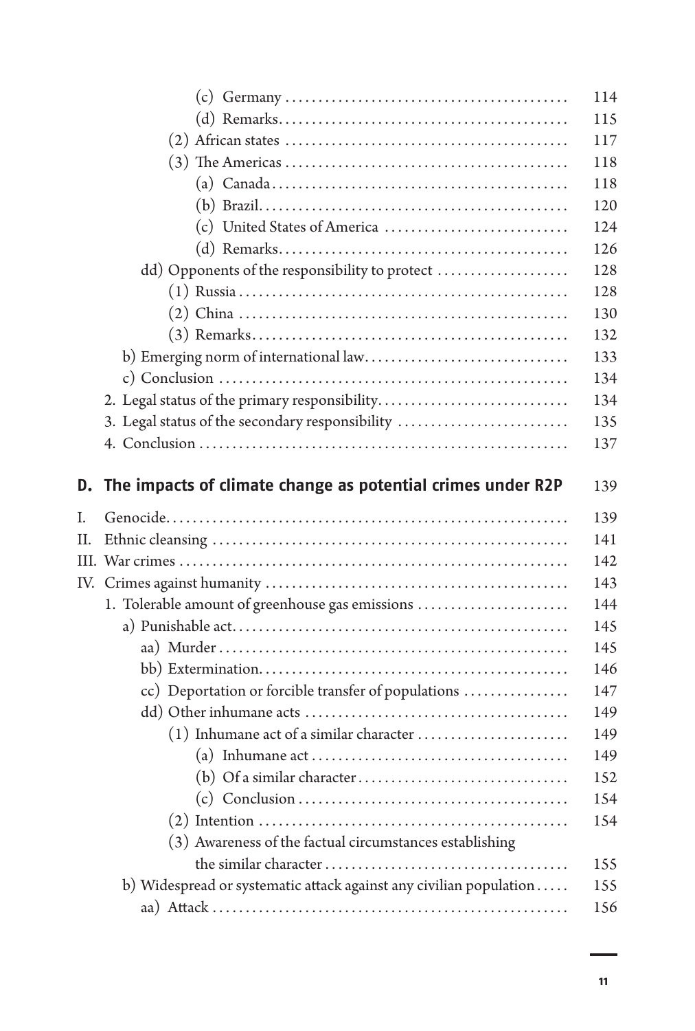(c) Germany .......................................... 114
(d) Remarks.......................................... 115
(2) African states .......................................... 117
(3) The Americas .......................................... 118
(a) Canada.......................................... 118
(b) Brazil.......................................... 120
(c) United States of America .......................................... 124
(d) Remarks.......................................... 126
dd) Opponents of the responsibility to protect .......................................... 128
(1) Russia .......................................... 128
(2) China .......................................... 130
(3) Remarks.......................................... 132
b) Emerging norm of international law.......................................... 133
c) Conclusion .......................................... 134
2. Legal status of the primary responsibility.......................................... 134
3. Legal status of the secondary responsibility .......................................... 135
4. Conclusion .......................................... 137

## D. The impacts of climate change as potential crimes under R2P 139

I. Genocide.......................................... 139
II. Ethnic cleansing .......................................... 141
III. War crimes .......................................... 142
IV. Crimes against humanity .......................................... 143
1. Tolerable amount of greenhouse gas emissions .......................................... 144
a) Punishable act.......................................... 145
aa) Murder .......................................... 145
bb) Extermination.......................................... 146
cc) Deportation or forcible transfer of populations .......................................... 147
dd) Other inhumane acts .......................................... 149
(1) Inhumane act of a similar character .......................................... 149
(a) Inhumane act .......................................... 149
(b) Of a similar character.......................................... 152
(c) Conclusion .......................................... 154
(2) Intention .......................................... 154
(3) Awareness of the factual circumstances establishing the similar character .......................................... 155
b) Widespread or systematic attack against any civilian population .......................................... 155
aa) Attack .......................................... 156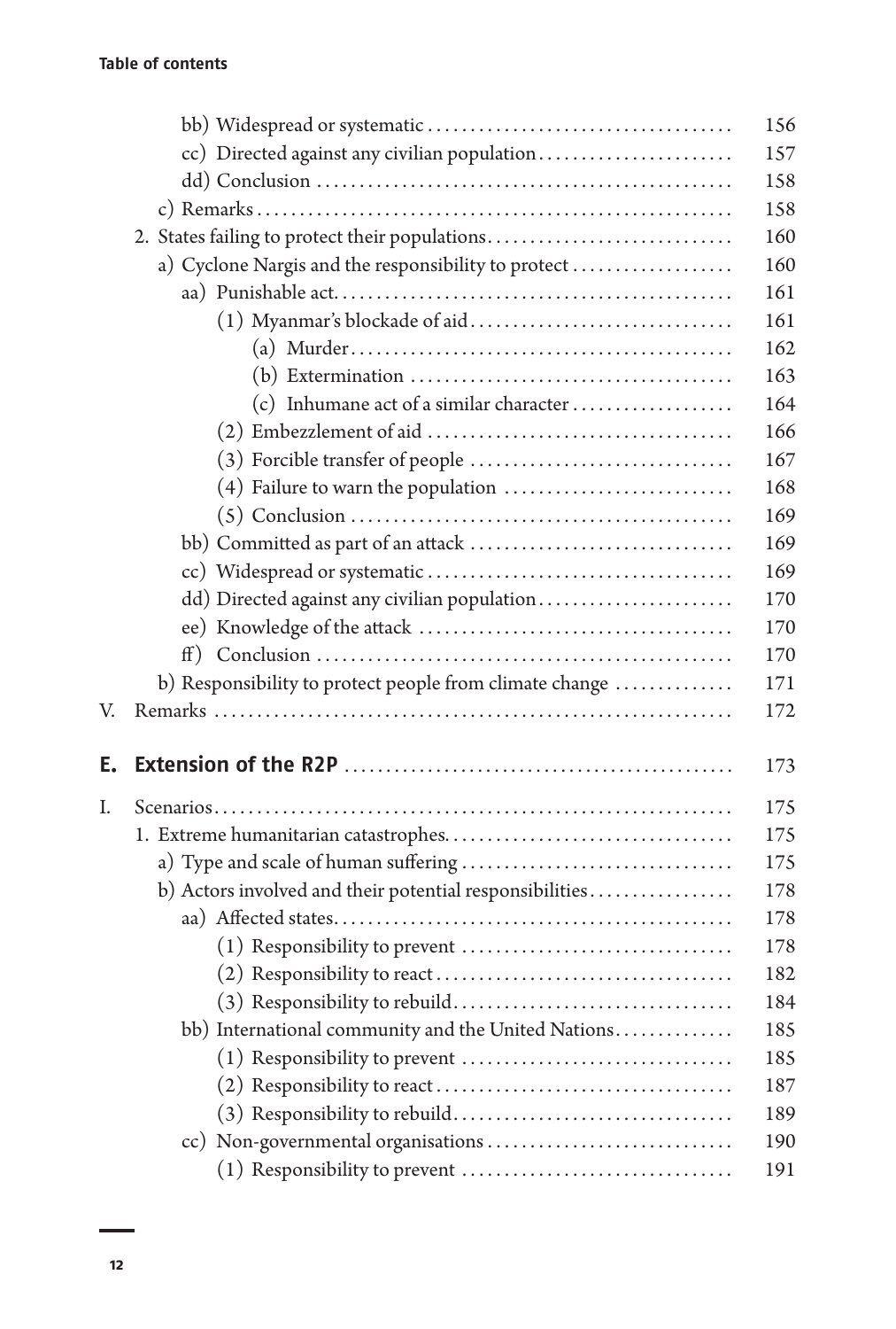bb) Widespread or systematic . . . . . . . . . . . . . . . . . . . . . . . . . . . . . . . . . . . . 156

cc) Directed against any civilian population . . . . . . . . . . . . . . . . . . . . . . . 157

dd) Conclusion . . . . . . . . . . . . . . . . . . . . . . . . . . . . . . . . . . . . . . . . . . . . . . . 158

c) Remarks . . . . . . . . . . . . . . . . . . . . . . . . . . . . . . . . . . . . . . . . . . . . . . . . . . . . 158

2. States failing to protect their populations . . . . . . . . . . . . . . . . . . . . . . . . . . . . 160

a) Cyclone Nargis and the responsibility to protect . . . . . . . . . . . . . . . . . . 160

aa) Punishable act . . . . . . . . . . . . . . . . . . . . . . . . . . . . . . . . . . . . . . . . . . . . . 161

(1) Myanmar's blockade of aid . . . . . . . . . . . . . . . . . . . . . . . . . . . . . . . 161

(a) Murder . . . . . . . . . . . . . . . . . . . . . . . . . . . . . . . . . . . . . . . . . . . . . 162

(b) Extermination . . . . . . . . . . . . . . . . . . . . . . . . . . . . . . . . . . . . . . 163

(c) Inhumane act of a similar character . . . . . . . . . . . . . . . . . . . 164

(2) Embezzlement of aid . . . . . . . . . . . . . . . . . . . . . . . . . . . . . . . . . . . . 166

(3) Forcible transfer of people . . . . . . . . . . . . . . . . . . . . . . . . . . . . . . 167

(4) Failure to warn the population . . . . . . . . . . . . . . . . . . . . . . . . . . 168

(5) Conclusion . . . . . . . . . . . . . . . . . . . . . . . . . . . . . . . . . . . . . . . . . . . . 169

bb) Committed as part of an attack . . . . . . . . . . . . . . . . . . . . . . . . . . . . . . 169

cc) Widespread or systematic . . . . . . . . . . . . . . . . . . . . . . . . . . . . . . . . . . . . 169

dd) Directed against any civilian population . . . . . . . . . . . . . . . . . . . . . . . 170

ee) Knowledge of the attack . . . . . . . . . . . . . . . . . . . . . . . . . . . . . . . . . . . . 170

ff) Conclusion . . . . . . . . . . . . . . . . . . . . . . . . . . . . . . . . . . . . . . . . . . . . . . . . 170

b) Responsibility to protect people from climate change . . . . . . . . . . . . . 171

V. Remarks . . . . . . . . . . . . . . . . . . . . . . . . . . . . . . . . . . . . . . . . . . . . . . . . . . . . . . . . . . . . 172

## E. Extension of the R2P . . . . . . . . . . . . . . . . . . . . . . . . . . . . . . . . . . . . . . . . . . . . . . 173

I. Scenarios . . . . . . . . . . . . . . . . . . . . . . . . . . . . . . . . . . . . . . . . . . . . . . . . . . . . . . . . . . . . 175

1. Extreme humanitarian catastrophes . . . . . . . . . . . . . . . . . . . . . . . . . . . . . . . . . 175

a) Type and scale of human suffering . . . . . . . . . . . . . . . . . . . . . . . . . . . . . . . 175

b) Actors involved and their potential responsibilities . . . . . . . . . . . . . . . . 178

aa) Affected states . . . . . . . . . . . . . . . . . . . . . . . . . . . . . . . . . . . . . . . . . . . . . . 178

(1) Responsibility to prevent . . . . . . . . . . . . . . . . . . . . . . . . . . . . . . . 178

(2) Responsibility to react . . . . . . . . . . . . . . . . . . . . . . . . . . . . . . . . . . 182

(3) Responsibility to rebuild . . . . . . . . . . . . . . . . . . . . . . . . . . . . . . . . 184

bb) International community and the United Nations . . . . . . . . . . . . . 185

(1) Responsibility to prevent . . . . . . . . . . . . . . . . . . . . . . . . . . . . . . . 185

(2) Responsibility to react . . . . . . . . . . . . . . . . . . . . . . . . . . . . . . . . . . 187

(3) Responsibility to rebuild . . . . . . . . . . . . . . . . . . . . . . . . . . . . . . . . 189

cc) Non-governmental organisations . . . . . . . . . . . . . . . . . . . . . . . . . . . . 190

(1) Responsibility to prevent . . . . . . . . . . . . . . . . . . . . . . . . . . . . . . . 191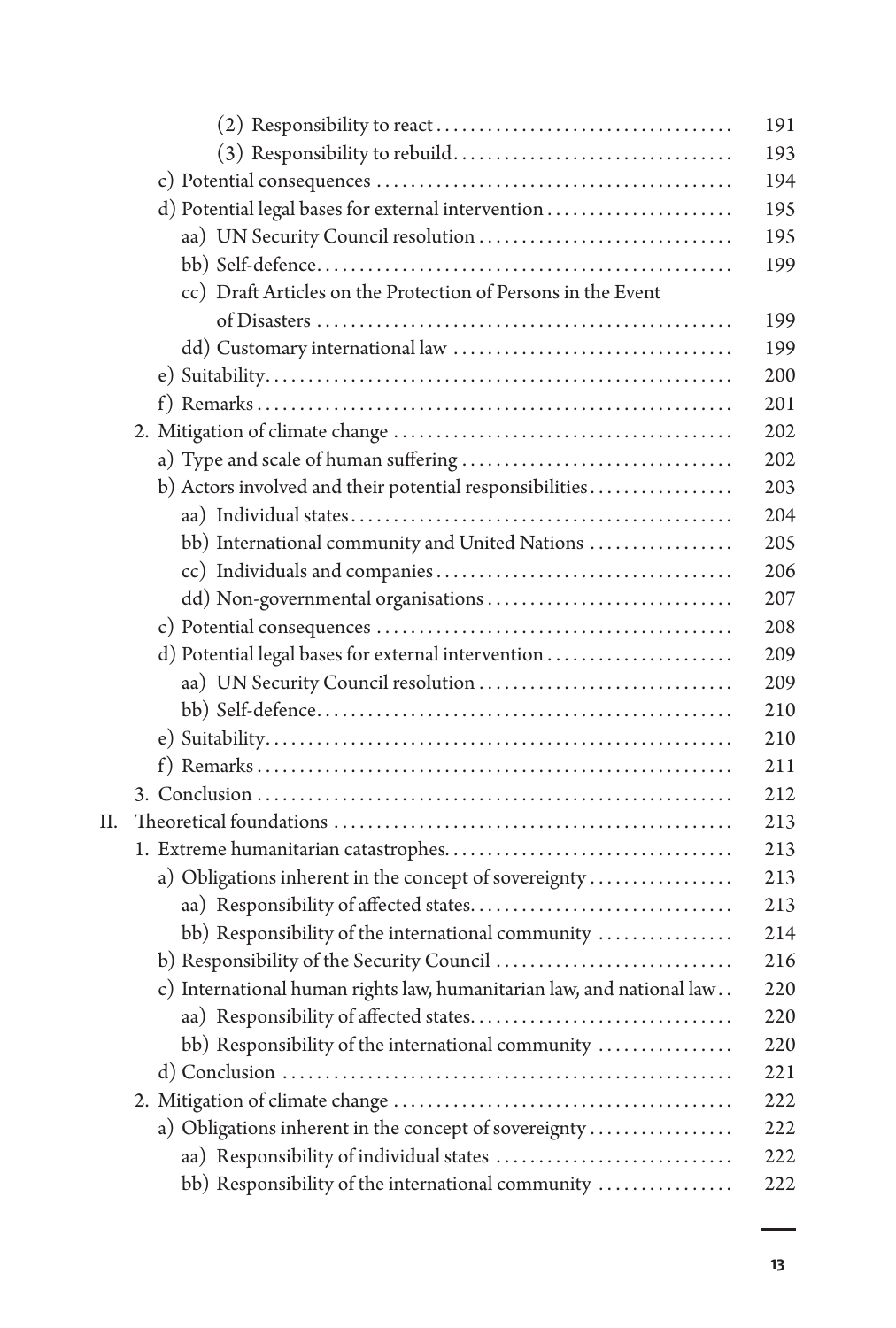(2) Responsibility to react ... 191
(3) Responsibility to rebuild ... 193
c) Potential consequences ... 194
d) Potential legal bases for external intervention ... 195
aa) UN Security Council resolution ... 195
bb) Self-defence ... 199
cc) Draft Articles on the Protection of Persons in the Event of Disasters ... 199
dd) Customary international law ... 199
e) Suitability ... 200
f) Remarks ... 201
2. Mitigation of climate change ... 202
a) Type and scale of human suffering ... 202
b) Actors involved and their potential responsibilities ... 203
aa) Individual states ... 204
bb) International community and United Nations ... 205
cc) Individuals and companies ... 206
dd) Non-governmental organisations ... 207
c) Potential consequences ... 208
d) Potential legal bases for external intervention ... 209
aa) UN Security Council resolution ... 209
bb) Self-defence ... 210
e) Suitability ... 210
f) Remarks ... 211
3. Conclusion ... 212
II. Theoretical foundations ... 213
1. Extreme humanitarian catastrophes ... 213
a) Obligations inherent in the concept of sovereignty ... 213
aa) Responsibility of affected states ... 213
bb) Responsibility of the international community ... 214
b) Responsibility of the Security Council ... 216
c) International human rights law, humanitarian law, and national law ... 220
aa) Responsibility of affected states ... 220
bb) Responsibility of the international community ... 220
d) Conclusion ... 221
2. Mitigation of climate change ... 222
a) Obligations inherent in the concept of sovereignty ... 222
aa) Responsibility of individual states ... 222
bb) Responsibility of the international community ... 222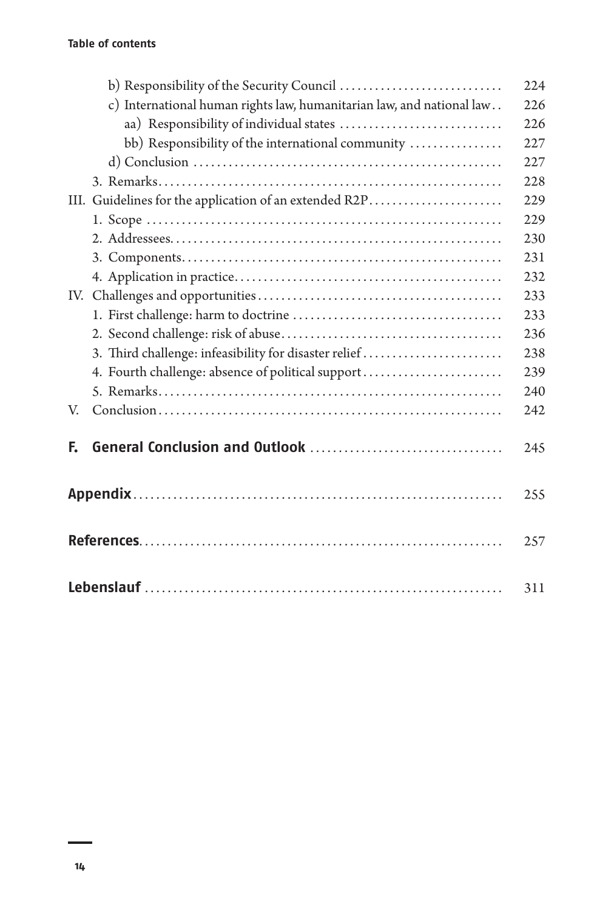b) Responsibility of the Security Council ........................... 224
c) International human rights law, humanitarian law, and national law . . 226
aa) Responsibility of individual states ........................... 226
bb) Responsibility of the international community ............... 227
d) Conclusion .................................................... 227
3. Remarks......................................................... 228
III. Guidelines for the application of an extended R2P...................... 229
1. Scope ............................................................ 229
2. Addressees........................................................ 230
3. Components...................................................... 231
4. Application in practice............................................ 232
IV. Challenges and opportunities........................................ 233
1. First challenge: harm to doctrine .................................. 233
2. Second challenge: risk of abuse.................................... 236
3. Third challenge: infeasibility for disaster relief ....................... 238
4. Fourth challenge: absence of political support ....................... 239
5. Remarks.......................................................... 240
V. Conclusion......................................................... 242

**F. General Conclusion and Outlook** ................................ 245

**Appendix**............................................................... 255

**References**............................................................... 257

**Lebenslauf** .............................................................. 311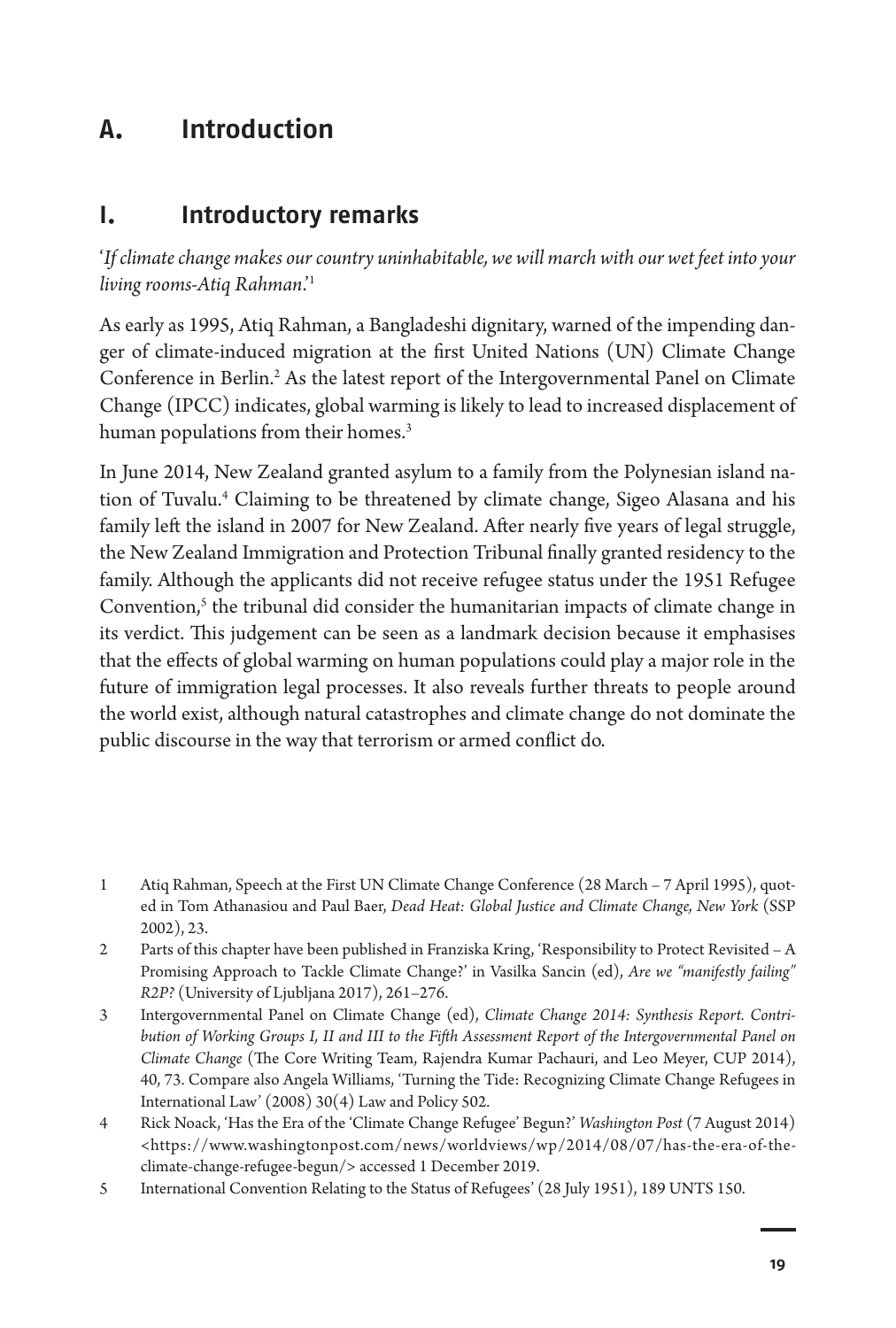# A. Introduction

## I. Introductory remarks

'*If climate change makes our country uninhabitable, we will march with our wet feet into your living rooms-Atiq Rahman*.'[1]

As early as 1995, Atiq Rahman, a Bangladeshi dignitary, warned of the impending danger of climate-induced migration at the first United Nations (UN) Climate Change Conference in Berlin.[2] As the latest report of the Intergovernmental Panel on Climate Change (IPCC) indicates, global warming is likely to lead to increased displacement of human populations from their homes.[3]

In June 2014, New Zealand granted asylum to a family from the Polynesian island nation of Tuvalu.[4] Claiming to be threatened by climate change, Sigeo Alasana and his family left the island in 2007 for New Zealand. After nearly five years of legal struggle, the New Zealand Immigration and Protection Tribunal finally granted residency to the family. Although the applicants did not receive refugee status under the 1951 Refugee Convention,[5] the tribunal did consider the humanitarian impacts of climate change in its verdict. This judgement can be seen as a landmark decision because it emphasises that the effects of global warming on human populations could play a major role in the future of immigration legal processes. It also reveals further threats to people around the world exist, although natural catastrophes and climate change do not dominate the public discourse in the way that terrorism or armed conflict do.

---

1 Atiq Rahman, Speech at the First UN Climate Change Conference (28 March – 7 April 1995), quoted in Tom Athanasiou and Paul Baer, *Dead Heat: Global Justice and Climate Change, New York* (SSP 2002), 23.

2 Parts of this chapter have been published in Franziska Kring, 'Responsibility to Protect Revisited – A Promising Approach to Tackle Climate Change?' in Vasilka Sancin (ed), *Are we "manifestly failing" R2P?* (University of Ljubljana 2017), 261–276.

3 Intergovernmental Panel on Climate Change (ed), *Climate Change 2014: Synthesis Report. Contribution of Working Groups I, II and III to the Fifth Assessment Report of the Intergovernmental Panel on Climate Change* (The Core Writing Team, Rajendra Kumar Pachauri, and Leo Meyer, CUP 2014), 40, 73. Compare also Angela Williams, 'Turning the Tide: Recognizing Climate Change Refugees in International Law' (2008) 30(4) Law and Policy 502.

4 Rick Noack, 'Has the Era of the 'Climate Change Refugee' Begun?' *Washington Post* (7 August 2014) <https://www.washingtonpost.com/news/worldviews/wp/2014/08/07/has-the-era-of-the-climate-change-refugee-begun/> accessed 1 December 2019.

5 International Convention Relating to the Status of Refugees' (28 July 1951), 189 UNTS 150.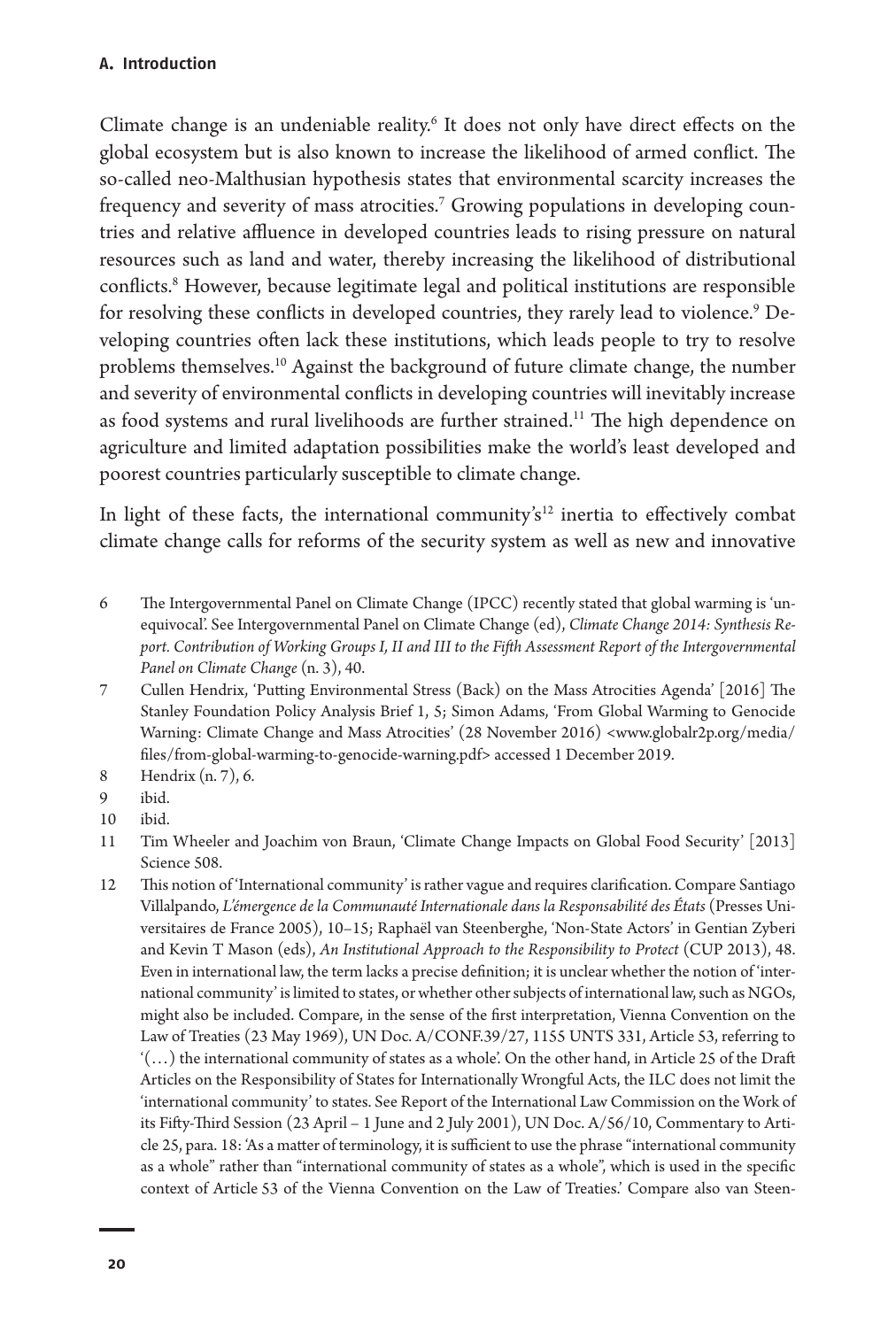Climate change is an undeniable reality.[6] It does not only have direct effects on the global ecosystem but is also known to increase the likelihood of armed conflict. The so-called neo-Malthusian hypothesis states that environmental scarcity increases the frequency and severity of mass atrocities.[7] Growing populations in developing countries and relative affluence in developed countries leads to rising pressure on natural resources such as land and water, thereby increasing the likelihood of distributional conflicts.[8] However, because legitimate legal and political institutions are responsible for resolving these conflicts in developed countries, they rarely lead to violence.[9] Developing countries often lack these institutions, which leads people to try to resolve problems themselves.[10] Against the background of future climate change, the number and severity of environmental conflicts in developing countries will inevitably increase as food systems and rural livelihoods are further strained.[11] The high dependence on agriculture and limited adaptation possibilities make the world's least developed and poorest countries particularly susceptible to climate change.

In light of these facts, the international community's[12] inertia to effectively combat climate change calls for reforms of the security system as well as new and innovative

6 The Intergovernmental Panel on Climate Change (IPCC) recently stated that global warming is 'unequivocal'. See Intergovernmental Panel on Climate Change (ed), *Climate Change 2014: Synthesis Report. Contribution of Working Groups I, II and III to the Fifth Assessment Report of the Intergovernmental Panel on Climate Change* (n. 3), 40.

7 Cullen Hendrix, 'Putting Environmental Stress (Back) on the Mass Atrocities Agenda' [2016] The Stanley Foundation Policy Analysis Brief 1, 5; Simon Adams, 'From Global Warming to Genocide Warning: Climate Change and Mass Atrocities' (28 November 2016) <www.globalr2p.org/media/files/from-global-warming-to-genocide-warning.pdf> accessed 1 December 2019.

8 Hendrix (n. 7), 6.

9 ibid.

10 ibid.

11 Tim Wheeler and Joachim von Braun, 'Climate Change Impacts on Global Food Security' [2013] Science 508.

12 This notion of 'International community' is rather vague and requires clarification. Compare Santiago Villalpando, *L'émergence de la Communauté Internationale dans la Responsabilité des États* (Presses Universitaires de France 2005), 10–15; Raphaël van Steenberghe, 'Non-State Actors' in Gentian Zyberi and Kevin T Mason (eds), *An Institutional Approach to the Responsibility to Protect* (CUP 2013), 48. Even in international law, the term lacks a precise definition; it is unclear whether the notion of 'international community' is limited to states, or whether other subjects of international law, such as NGOs, might also be included. Compare, in the sense of the first interpretation, Vienna Convention on the Law of Treaties (23 May 1969), UN Doc. A/CONF.39/27, 1155 UNTS 331, Article 53, referring to '(…) the international community of states as a whole'. On the other hand, in Article 25 of the Draft Articles on the Responsibility of States for Internationally Wrongful Acts, the ILC does not limit the 'international community' to states. See Report of the International Law Commission on the Work of its Fifty-Third Session (23 April – 1 June and 2 July 2001), UN Doc. A/56/10, Commentary to Article 25, para. 18: 'As a matter of terminology, it is sufficient to use the phrase "international community as a whole" rather than "international community of states as a whole", which is used in the specific context of Article 53 of the Vienna Convention on the Law of Treaties.' Compare also van Steen-